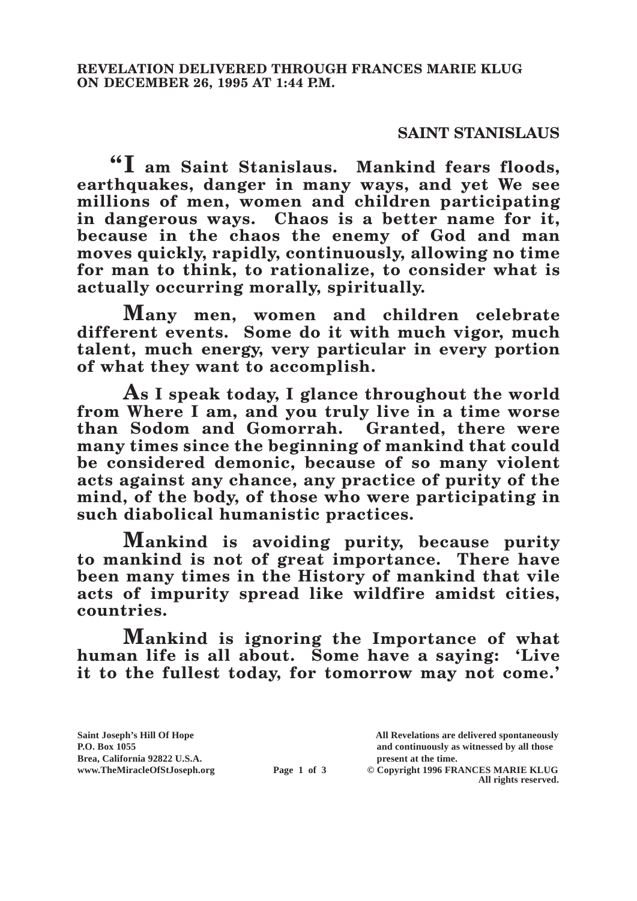**REVELATION DELIVERED THROUGH FRANCES MARIE KLUG ON DECEMBER 26, 1995 AT 1:44 P.M.**

## SAINT STANISLAUS

**"I am Saint Stanislaus. Mankind fears floods, earthquakes, danger in many ways, and yet We see millions of men, women and children participating in dangerous ways. Chaos is a better name for it, because in the chaos the enemy of God and man moves quickly, rapidly, continuously, allowing no time for man to think, to rationalize, to consider what is actually occurring morally, spiritually.**

**Many men, women and children celebrate different events. Some do it with much vigor, much talent, much energy, very particular in every portion of what they want to accomplish.**

**As I speak today, I glance throughout the world from Where I am, and you truly live in a time worse than Sodom and Gomorrah. Granted, there were many times since the beginning of mankind that could be considered demonic, because of so many violent acts against any chance, any practice of purity of the mind, of the body, of those who were participating in such diabolical humanistic practices.**

**Mankind is avoiding purity, because purity to mankind is not of great importance. There have been many times in the History of mankind that vile acts of impurity spread like wildfire amidst cities, countries.**

**Mankind is ignoring the Importance of what human life is all about. Some have a saying: 'Live it to the fullest today, for tomorrow may not come.'**

Saint Joseph's Hill Of Hope
P.O. Box 1055
Brea, California 92822 U.S.A.
www.TheMiracleOfStJoseph.org

All Revelations are delivered spontaneously and continuously as witnessed by all those present at the time.
© Copyright 1996 FRANCES MARIE KLUG
All rights reserved.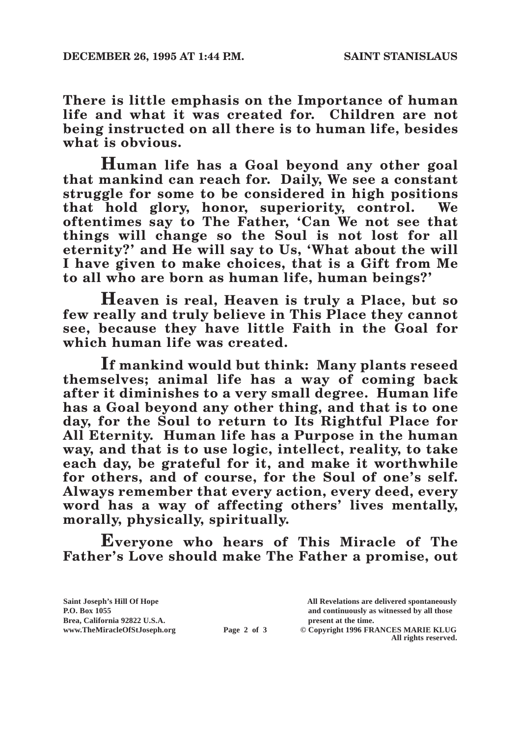**There is little emphasis on the Importance of human life and what it was created for. Children are not being instructed on all there is to human life, besides what is obvious.**

**Human life has a Goal beyond any other goal that mankind can reach for. Daily, We see a constant struggle for some to be considered in high positions that hold glory, honor, superiority, control. We oftentimes say to The Father, 'Can We not see that things will change so the Soul is not lost for all eternity?' and He will say to Us, 'What about the will I have given to make choices, that is a Gift from Me to all who are born as human life, human beings?'**

**Heaven is real, Heaven is truly a Place, but so few really and truly believe in This Place they cannot see, because they have little Faith in the Goal for which human life was created.**

**If mankind would but think: Many plants reseed themselves; animal life has a way of coming back after it diminishes to a very small degree. Human life has a Goal beyond any other thing, and that is to one day, for the Soul to return to Its Rightful Place for All Eternity. Human life has a Purpose in the human way, and that is to use logic, intellect, reality, to take each day, be grateful for it, and make it worthwhile for others, and of course, for the Soul of one's self. Always remember that every action, every deed, every word has a way of affecting others' lives mentally, morally, physically, spiritually.**

**Everyone who hears of This Miracle of The Father's Love should make The Father a promise, out**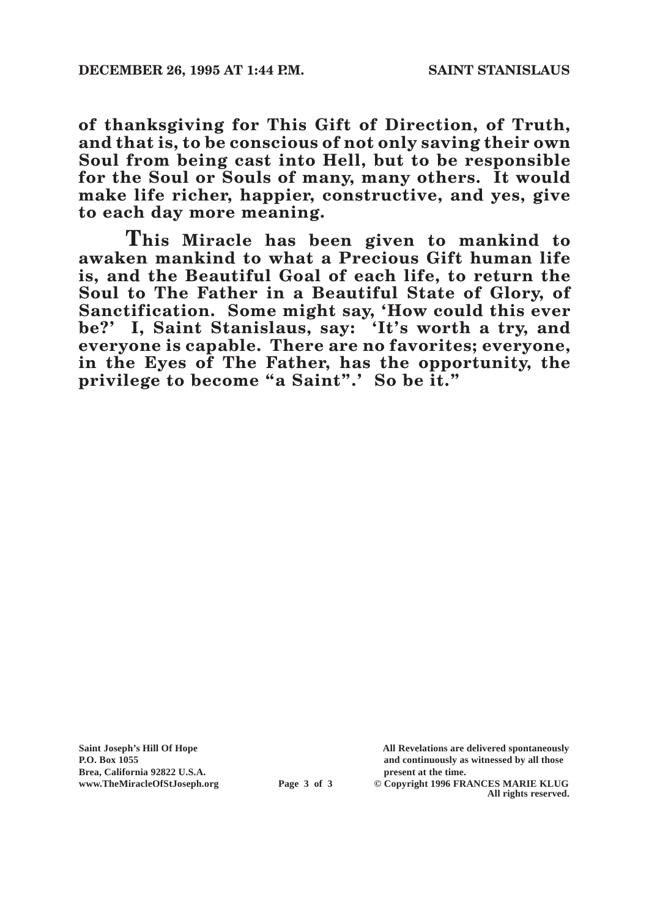**of thanksgiving for This Gift of Direction, of Truth, and that is, to be conscious of not only saving their own Soul from being cast into Hell, but to be responsible for the Soul or Souls of many, many others. It would make life richer, happier, constructive, and yes, give to each day more meaning.**

**This Miracle has been given to mankind to awaken mankind to what a Precious Gift human life is, and the Beautiful Goal of each life, to return the Soul to The Father in a Beautiful State of Glory, of Sanctification. Some might say, 'How could this ever be?' I, Saint Stanislaus, say: 'It's worth a try, and everyone is capable. There are no favorites; everyone, in the Eyes of The Father, has the opportunity, the privilege to become "a Saint".' So be it."**

**Saint Joseph's Hill Of Hope**
**P.O. Box 1055**
**Brea, California 92822 U.S.A.**
**www.TheMiracleOfStJoseph.org**

**All Revelations are delivered spontaneously and continuously as witnessed by all those present at the time.**
**© Copyright 1996 FRANCES MARIE KLUG**
**All rights reserved.**